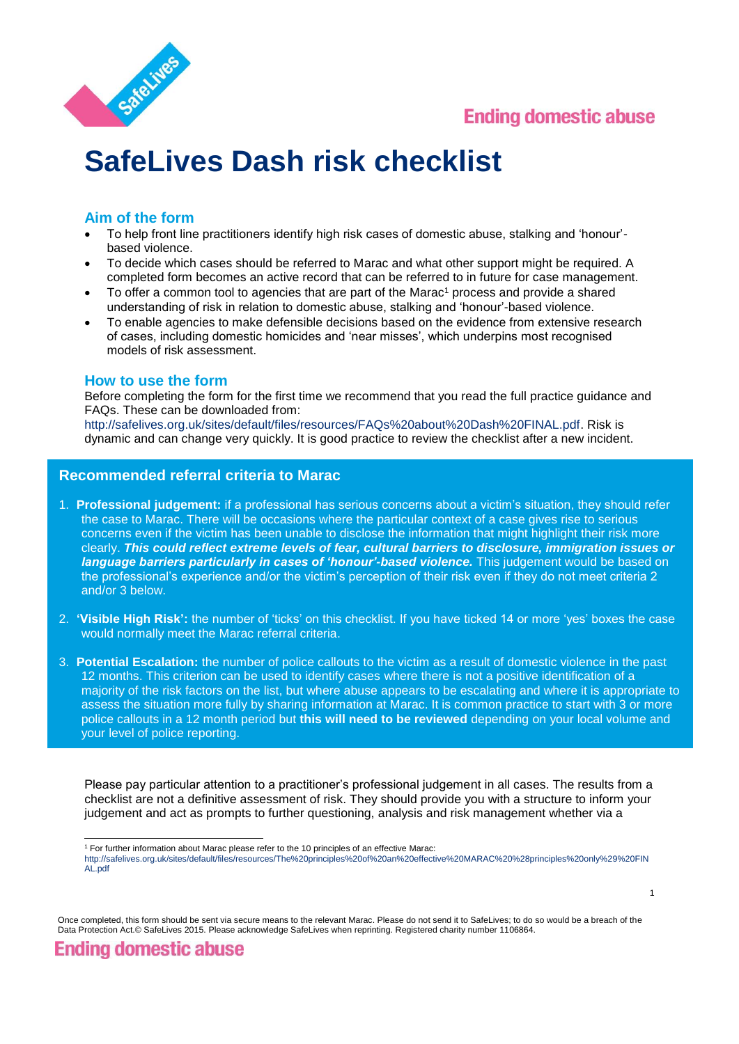Ending domestic abuse

# SafeLives Dash risk checklist

## Aim of the form

- To help front line practitioners identify high risk cases of domestic abuse, stalking and 'honour'-based violence.
- To decide which cases should be referred to Marac and what other support might be required. A completed form becomes an active record that can be referred to in future for case management.
- To offer a common tool to agencies that are part of the Marac[1] process and provide a shared understanding of risk in relation to domestic abuse, stalking and 'honour'-based violence.
- To enable agencies to make defensible decisions based on the evidence from extensive research of cases, including domestic homicides and 'near misses', which underpins most recognised models of risk assessment.

## How to use the form

Before completing the form for the first time we recommend that you read the full practice guidance and FAQs. These can be downloaded from: http://safelives.org.uk/sites/default/files/resources/FAQs%20about%20Dash%20FINAL.pdf. Risk is dynamic and can change very quickly. It is good practice to review the checklist after a new incident.

## Recommended referral criteria to Marac

1. **Professional judgement:** if a professional has serious concerns about a victim's situation, they should refer the case to Marac. There will be occasions where the particular context of a case gives rise to serious concerns even if the victim has been unable to disclose the information that might highlight their risk more clearly. ***This could reflect extreme levels of fear, cultural barriers to disclosure, immigration issues or language barriers particularly in cases of 'honour'-based violence.*** This judgement would be based on the professional's experience and/or the victim's perception of their risk even if they do not meet criteria 2 and/or 3 below.
2. **'Visible High Risk':** the number of 'ticks' on this checklist. If you have ticked 14 or more 'yes' boxes the case would normally meet the Marac referral criteria.
3. **Potential Escalation:** the number of police callouts to the victim as a result of domestic violence in the past 12 months. This criterion can be used to identify cases where there is not a positive identification of a majority of the risk factors on the list, but where abuse appears to be escalating and where it is appropriate to assess the situation more fully by sharing information at Marac. It is common practice to start with 3 or more police callouts in a 12 month period but **this will need to be reviewed** depending on your local volume and your level of police reporting.

Please pay particular attention to a practitioner's professional judgement in all cases. The results from a checklist are not a definitive assessment of risk. They should provide you with a structure to inform your judgement and act as prompts to further questioning, analysis and risk management whether via a

[1] For further information about Marac please refer to the 10 principles of an effective Marac: http://safelives.org.uk/sites/default/files/resources/The%20principles%20of%20an%20effective%20MARAC%20%28principles%20only%29%20FINAL.pdf

Once completed, this form should be sent via secure means to the relevant Marac. Please do not send it to SafeLives; to do so would be a breach of the Data Protection Act.© SafeLives 2015. Please acknowledge SafeLives when reprinting. Registered charity number 1106864.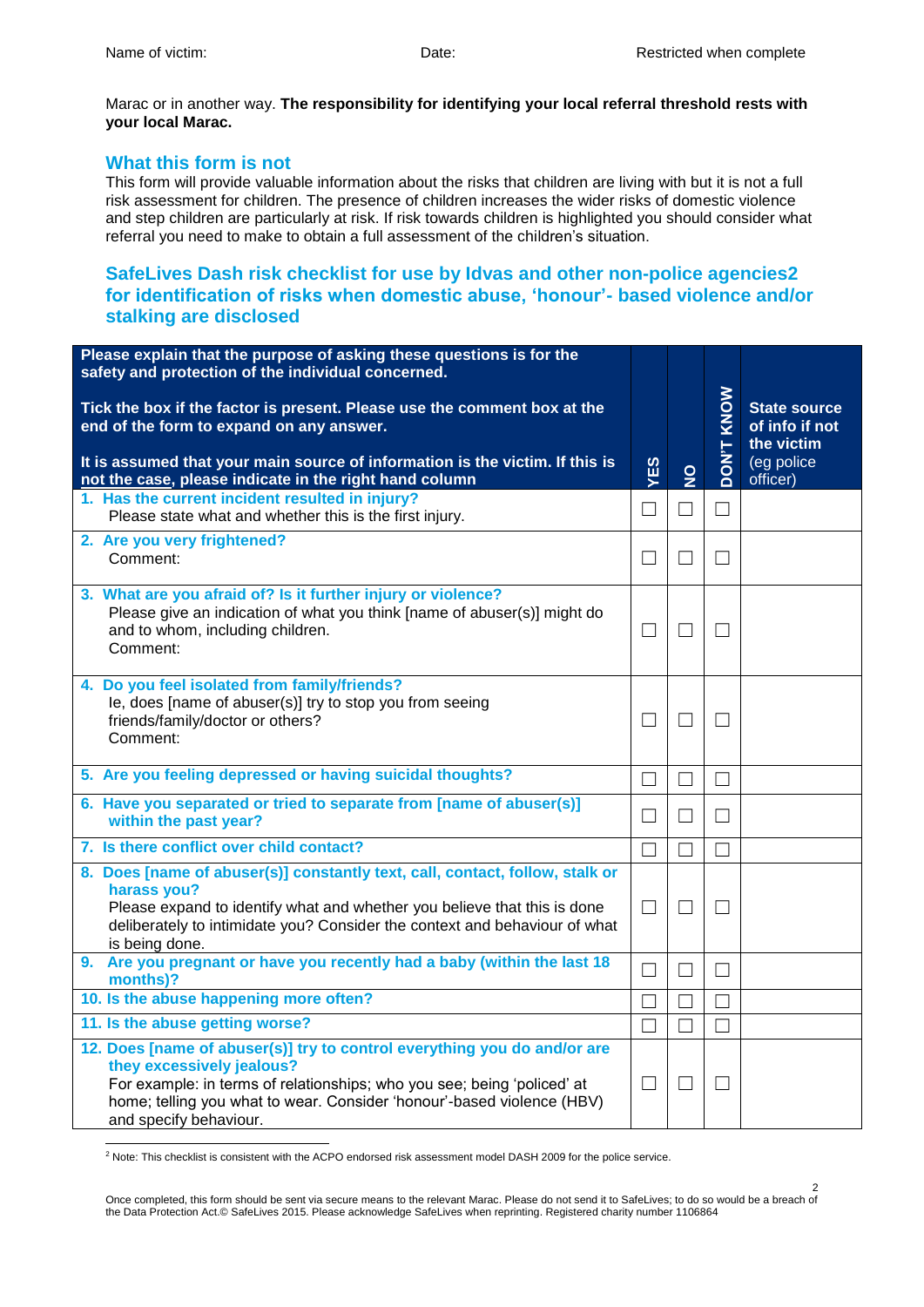Marac or in another way. **The responsibility for identifying your local referral threshold rests with your local Marac.**

## What this form is not

This form will provide valuable information about the risks that children are living with but it is not a full risk assessment for children. The presence of children increases the wider risks of domestic violence and step children are particularly at risk. If risk towards children is highlighted you should consider what referral you need to make to obtain a full assessment of the children's situation.

## SafeLives Dash risk checklist for use by Idvas and other non-police agencies[2] for identification of risks when domestic abuse, 'honour'- based violence and/or stalking are disclosed

| Please explain that the purpose of asking these questions is for the safety and protection of the individual concerned.<br><br>Tick the box if the factor is present. Please use the comment box at the end of the form to expand on any answer.<br><br>It is assumed that your main source of information is the victim. If this is not the case, please indicate in the right hand column | YES | NO | DON'T KNOW | State source of info if not the victim (eg police officer) |
|---|---|---|---|---|
| **1. Has the current incident resulted in injury?**<br>Please state what and whether this is the first injury. | ☐ | ☐ | ☐ | |
| **2. Are you very frightened?**<br>Comment: | ☐ | ☐ | ☐ | |
| **3. What are you afraid of? Is it further injury or violence?**<br>Please give an indication of what you think [name of abuser(s)] might do and to whom, including children.<br>Comment: | ☐ | ☐ | ☐ | |
| **4. Do you feel isolated from family/friends?**<br>Ie, does [name of abuser(s)] try to stop you from seeing friends/family/doctor or others?<br>Comment: | ☐ | ☐ | ☐ | |
| **5. Are you feeling depressed or having suicidal thoughts?** | ☐ | ☐ | ☐ | |
| **6. Have you separated or tried to separate from [name of abuser(s)] within the past year?** | ☐ | ☐ | ☐ | |
| **7. Is there conflict over child contact?** | ☐ | ☐ | ☐ | |
| **8. Does [name of abuser(s)] constantly text, call, contact, follow, stalk or harass you?**<br>Please expand to identify what and whether you believe that this is done deliberately to intimidate you? Consider the context and behaviour of what is being done. | ☐ | ☐ | ☐ | |
| **9. Are you pregnant or have you recently had a baby (within the last 18 months)?** | ☐ | ☐ | ☐ | |
| **10. Is the abuse happening more often?** | ☐ | ☐ | ☐ | |
| **11. Is the abuse getting worse?** | ☐ | ☐ | ☐ | |
| **12. Does [name of abuser(s)] try to control everything you do and/or are they excessively jealous?**<br>For example: in terms of relationships; who you see; being 'policed' at home; telling you what to wear. Consider 'honour'-based violence (HBV) and specify behaviour. | ☐ | ☐ | ☐ | |

[2] Note: This checklist is consistent with the ACPO endorsed risk assessment model DASH 2009 for the police service.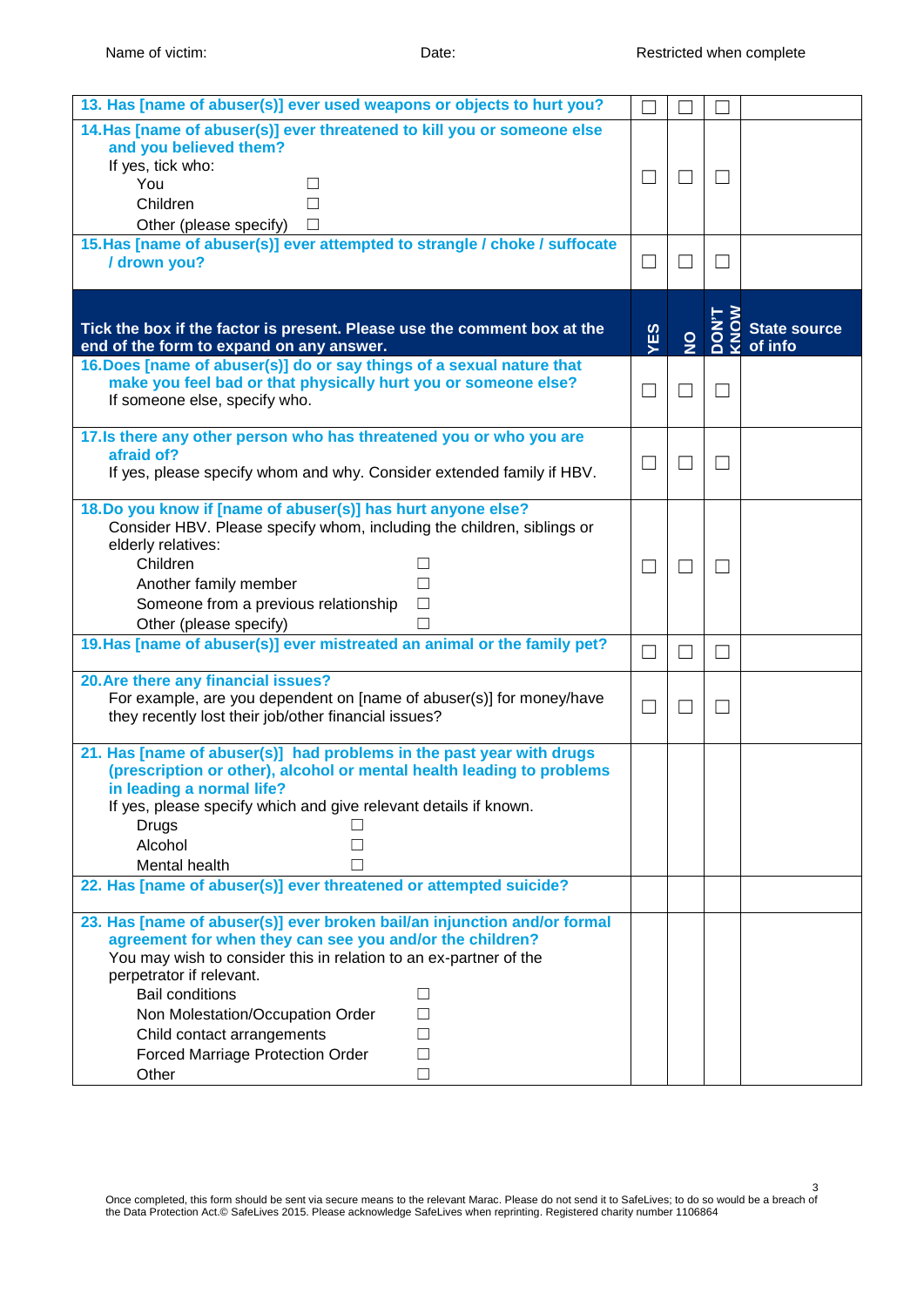Name of victim: Date: Restricted when complete

| | | | | |
|---|---|---|---|---|
| **13. Has [name of abuser(s)] ever used weapons or objects to hurt you?** | ☐ | ☐ | ☐ | |
| **14. Has [name of abuser(s)] ever threatened to kill you or someone else and you believed them?**<br>If yes, tick who:<br>You ☐<br>Children ☐<br>Other (please specify) ☐ | ☐ | ☐ | ☐ | |
| **15. Has [name of abuser(s)] ever attempted to strangle / choke / suffocate / drown you?** | ☐ | ☐ | ☐ | |
| **Tick the box if the factor is present. Please use the comment box at the end of the form to expand on any answer.** | **YES** | **NO** | **DON'T KNOW** | **State source of info** |
| **16. Does [name of abuser(s)] do or say things of a sexual nature that make you feel bad or that physically hurt you or someone else?**<br>If someone else, specify who. | ☐ | ☐ | ☐ | |
| **17. Is there any other person who has threatened you or who you are afraid of?**<br>If yes, please specify whom and why. Consider extended family if HBV. | ☐ | ☐ | ☐ | |
| **18. Do you know if [name of abuser(s)] has hurt anyone else?**<br>Consider HBV. Please specify whom, including the children, siblings or elderly relatives:<br>Children ☐<br>Another family member ☐<br>Someone from a previous relationship ☐<br>Other (please specify) ☐ | ☐ | ☐ | ☐ | |
| **19. Has [name of abuser(s)] ever mistreated an animal or the family pet?** | ☐ | ☐ | ☐ | |
| **20. Are there any financial issues?**<br>For example, are you dependent on [name of abuser(s)] for money/have they recently lost their job/other financial issues? | ☐ | ☐ | ☐ | |
| **21. Has [name of abuser(s)] had problems in the past year with drugs (prescription or other), alcohol or mental health leading to problems in leading a normal life?**<br>If yes, please specify which and give relevant details if known.<br>Drugs ☐<br>Alcohol ☐<br>Mental health ☐ | | | | |
| **22. Has [name of abuser(s)] ever threatened or attempted suicide?** | | | | |
| **23. Has [name of abuser(s)] ever broken bail/an injunction and/or formal agreement for when they can see you and/or the children?**<br>You may wish to consider this in relation to an ex-partner of the perpetrator if relevant.<br>Bail conditions ☐<br>Non Molestation/Occupation Order ☐<br>Child contact arrangements ☐<br>Forced Marriage Protection Order ☐<br>Other ☐ | | | | |

Once completed, this form should be sent via secure means to the relevant Marac. Please do not send it to SafeLives; to do so would be a breach of the Data Protection Act.© SafeLives 2015. Please acknowledge SafeLives when reprinting. Registered charity number 1106864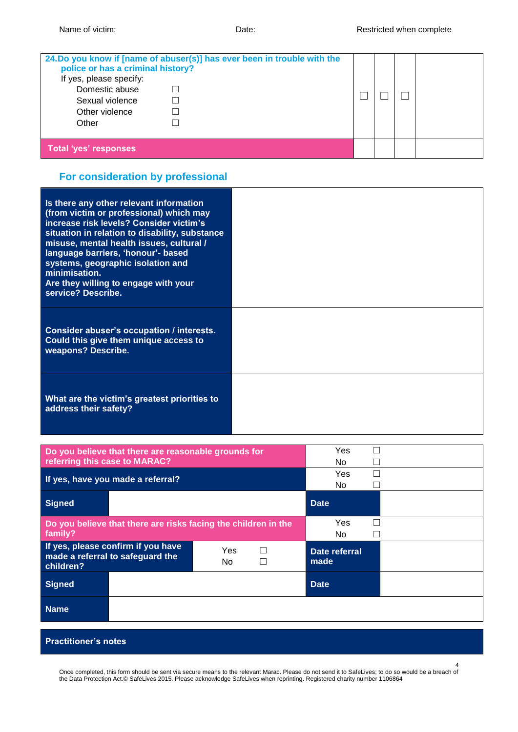Name of victim: Date: Restricted when complete

| 24. Do you know if [name of abuser(s)] has ever been in trouble with the police or has a criminal history?<br>If yes, please specify:<br>Domestic abuse ☐<br>Sexual violence ☐<br>Other violence ☐<br>Other ☐ | ☐ | ☐ | ☐ | |
|---|---|---|---|---|
| **Total 'yes' responses** | | | | |

## For consideration by professional

| | |
|---|---|
| **Is there any other relevant information (from victim or professional) which may increase risk levels? Consider victim's situation in relation to disability, substance misuse, mental health issues, cultural / language barriers, 'honour'- based systems, geographic isolation and minimisation.**<br>**Are they willing to engage with your service? Describe.** | |
| **Consider abuser's occupation / interests. Could this give them unique access to weapons? Describe.** | |
| **What are the victim's greatest priorities to address their safety?** | |

| | | | |
|---|---|---|---|
| **Do you believe that there are reasonable grounds for referring this case to MARAC?** | | Yes ☐<br>No ☐ | |
| **If yes, have you made a referral?** | | Yes ☐<br>No ☐ | |
| **Signed** | | **Date** | |
| **Do you believe that there are risks facing the children in the family?** | | Yes ☐<br>No ☐ | |
| **If yes, please confirm if you have made a referral to safeguard the children?** | Yes ☐<br>No ☐ | **Date referral made** | |
| **Signed** | | **Date** | |
| **Name** | | | |

**Practitioner's notes**

Once completed, this form should be sent via secure means to the relevant Marac. Please do not send it to SafeLives; to do so would be a breach of the Data Protection Act.© SafeLives 2015. Please acknowledge SafeLives when reprinting. Registered charity number 1106864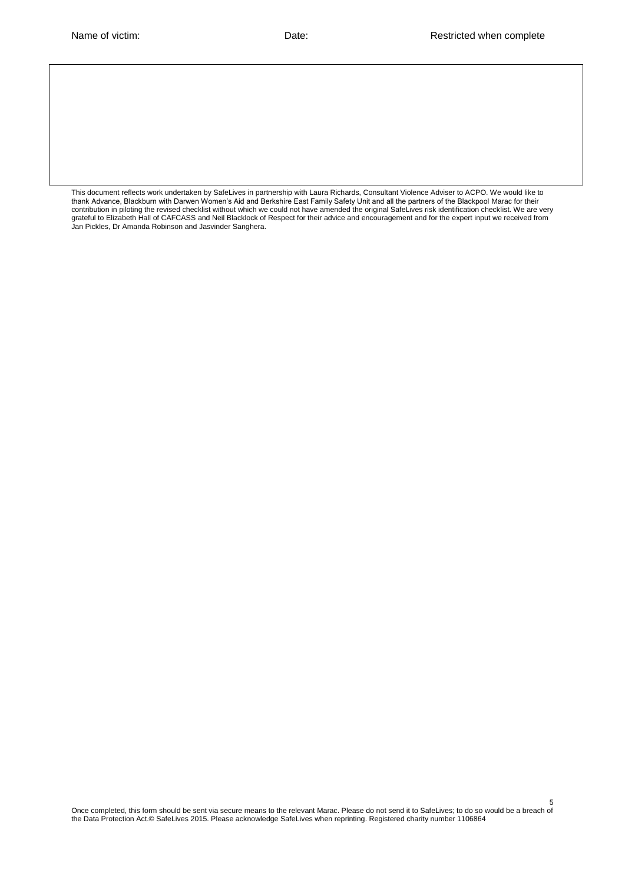This document reflects work undertaken by SafeLives in partnership with Laura Richards, Consultant Violence Adviser to ACPO. We would like to thank Advance, Blackburn with Darwen Women's Aid and Berkshire East Family Safety Unit and all the partners of the Blackpool Marac for their contribution in piloting the revised checklist without which we could not have amended the original SafeLives risk identification checklist. We are very grateful to Elizabeth Hall of CAFCASS and Neil Blacklock of Respect for their advice and encouragement and for the expert input we received from Jan Pickles, Dr Amanda Robinson and Jasvinder Sanghera.